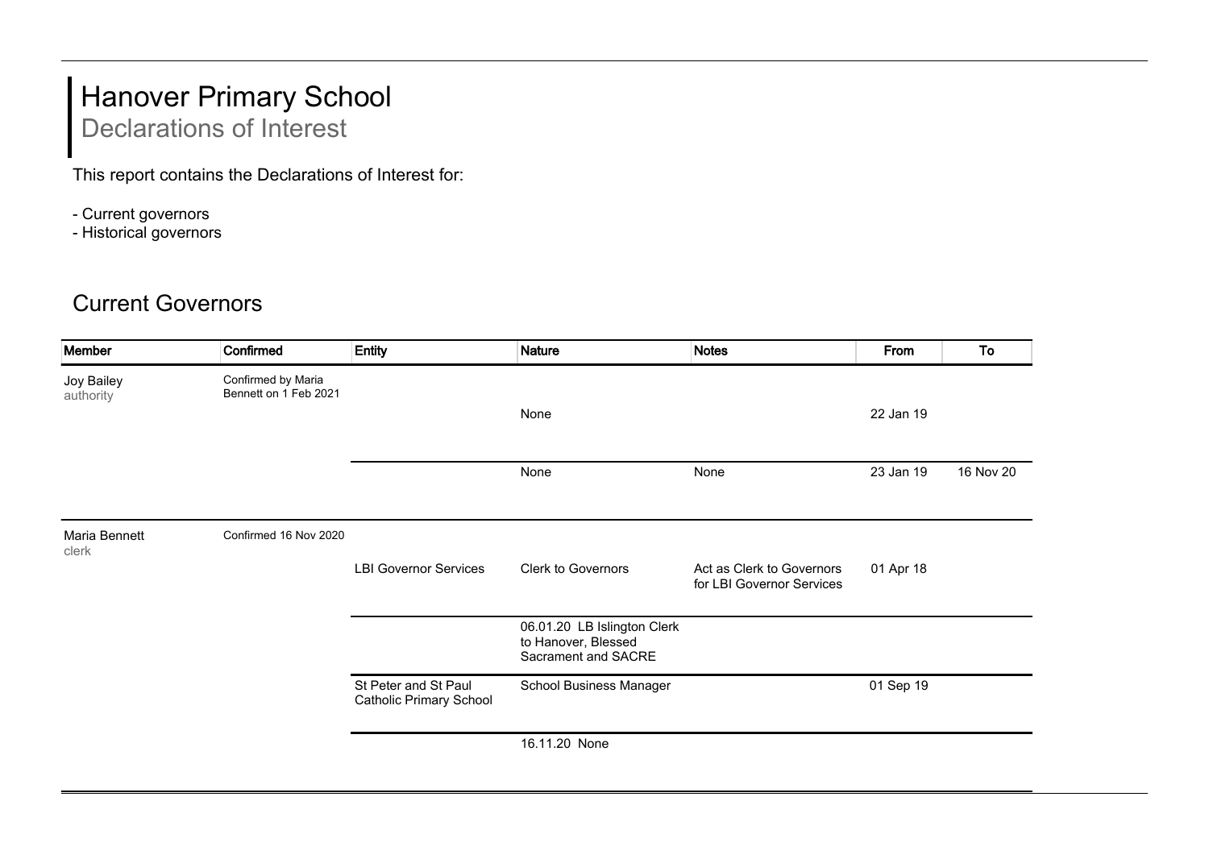# Hanover Primary School

## Declarations of Interest

This report contains the Declarations of Interest for:

- Current governors
- Historical governors

## Current Governors

| Member | Confirmed | Entity | Nature | Notes | From | To |
|---|---|---|---|---|---|---|
| Joy Bailey<br>authority | Confirmed by Maria Bennett on 1 Feb 2021 | | None | | 22 Jan 19 | |
| | | | None | None | 23 Jan 19 | 16 Nov 20 |
| Maria Bennett<br>clerk | Confirmed 16 Nov 2020 | LBI Governor Services | Clerk to Governors | Act as Clerk to Governors for LBI Governor Services | 01 Apr 18 | |
| | | | 06.01.20 LB Islington Clerk to Hanover, Blessed Sacrament and SACRE | | | |
| | | St Peter and St Paul Catholic Primary School | School Business Manager | | 01 Sep 19 | |
| | | | 16.11.20 None | | | |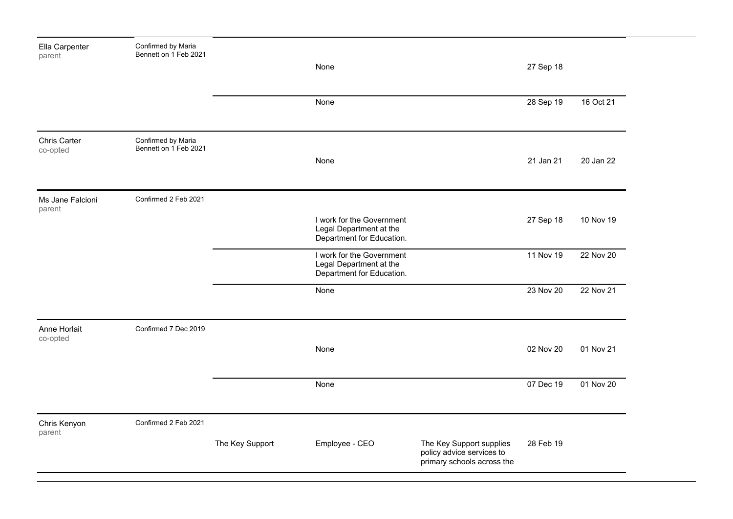| | | | | | | |
|---|---|---|---|---|---|---|
| Ella Carpenter<br>parent | Confirmed by Maria Bennett on 1 Feb 2021 | | None | | 27 Sep 18 | |
| | | | None | | 28 Sep 19 | 16 Oct 21 |
| Chris Carter<br>co-opted | Confirmed by Maria Bennett on 1 Feb 2021 | | None | | 21 Jan 21 | 20 Jan 22 |
| Ms Jane Falcioni<br>parent | Confirmed 2 Feb 2021 | | I work for the Government Legal Department at the Department for Education. | | 27 Sep 18 | 10 Nov 19 |
| | | | I work for the Government Legal Department at the Department for Education. | | 11 Nov 19 | 22 Nov 20 |
| | | | None | | 23 Nov 20 | 22 Nov 21 |
| Anne Horlait<br>co-opted | Confirmed 7 Dec 2019 | | None | | 02 Nov 20 | 01 Nov 21 |
| | | | None | | 07 Dec 19 | 01 Nov 20 |
| Chris Kenyon<br>parent | Confirmed 2 Feb 2021 | The Key Support | Employee - CEO | The Key Support supplies policy advice services to primary schools across the | 28 Feb 19 | |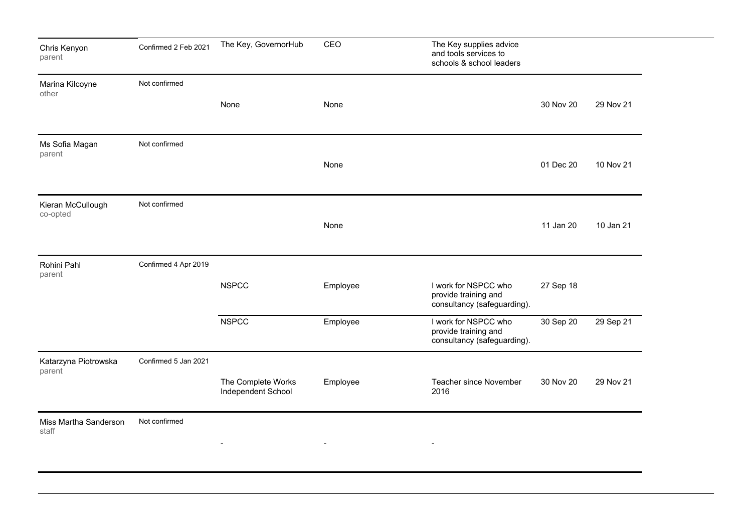| | | | | | | |
|---|---|---|---|---|---|---|
| Chris Kenyon<br>parent | Confirmed 2 Feb 2021 | The Key, GovernorHub | CEO | The Key supplies advice and tools services to schools & school leaders | | |
| Marina Kilcoyne<br>other | Not confirmed | None | None | | 30 Nov 20 | 29 Nov 21 |
| Ms Sofia Magan<br>parent | Not confirmed | | None | | 01 Dec 20 | 10 Nov 21 |
| Kieran McCullough<br>co-opted | Not confirmed | | None | | 11 Jan 20 | 10 Jan 21 |
| Rohini Pahl<br>parent | Confirmed 4 Apr 2019 | NSPCC | Employee | I work for NSPCC who provide training and consultancy (safeguarding). | 27 Sep 18 | |
| | | NSPCC | Employee | I work for NSPCC who provide training and consultancy (safeguarding). | 30 Sep 20 | 29 Sep 21 |
| Katarzyna Piotrowska<br>parent | Confirmed 5 Jan 2021 | The Complete Works Independent School | Employee | Teacher since November 2016 | 30 Nov 20 | 29 Nov 21 |
| Miss Martha Sanderson<br>staff | Not confirmed | - | - | - | | |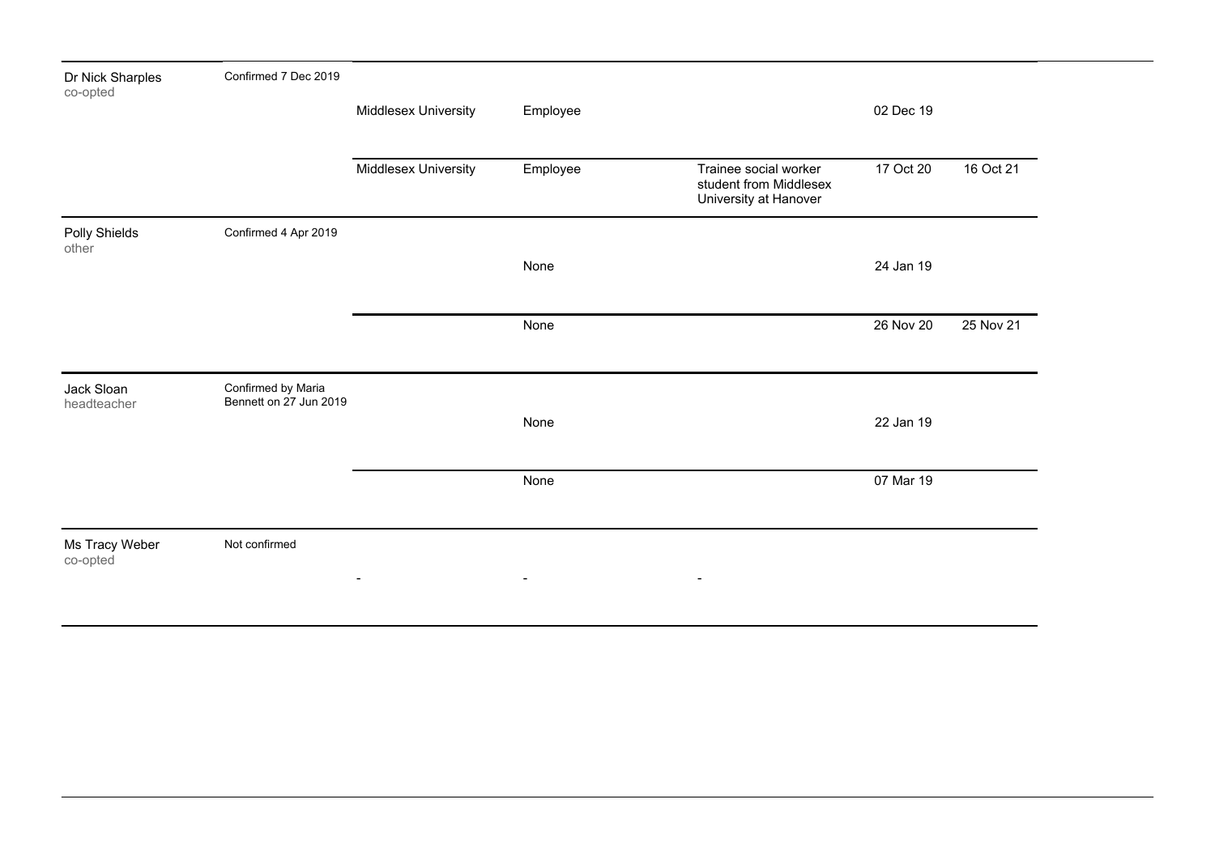| | | | | | | |
|---|---|---|---|---|---|---|
| Dr Nick Sharples<br>co-opted | Confirmed 7 Dec 2019 | Middlesex University | Employee | | 02 Dec 19 | |
| | | Middlesex University | Employee | Trainee social worker student from Middlesex University at Hanover | 17 Oct 20 | 16 Oct 21 |
| Polly Shields<br>other | Confirmed 4 Apr 2019 | | None | | 24 Jan 19 | |
| | | | None | | 26 Nov 20 | 25 Nov 21 |
| Jack Sloan<br>headteacher | Confirmed by Maria Bennett on 27 Jun 2019 | | None | | 22 Jan 19 | |
| | | | None | | 07 Mar 19 | |
| Ms Tracy Weber<br>co-opted | Not confirmed | - | - | - | | |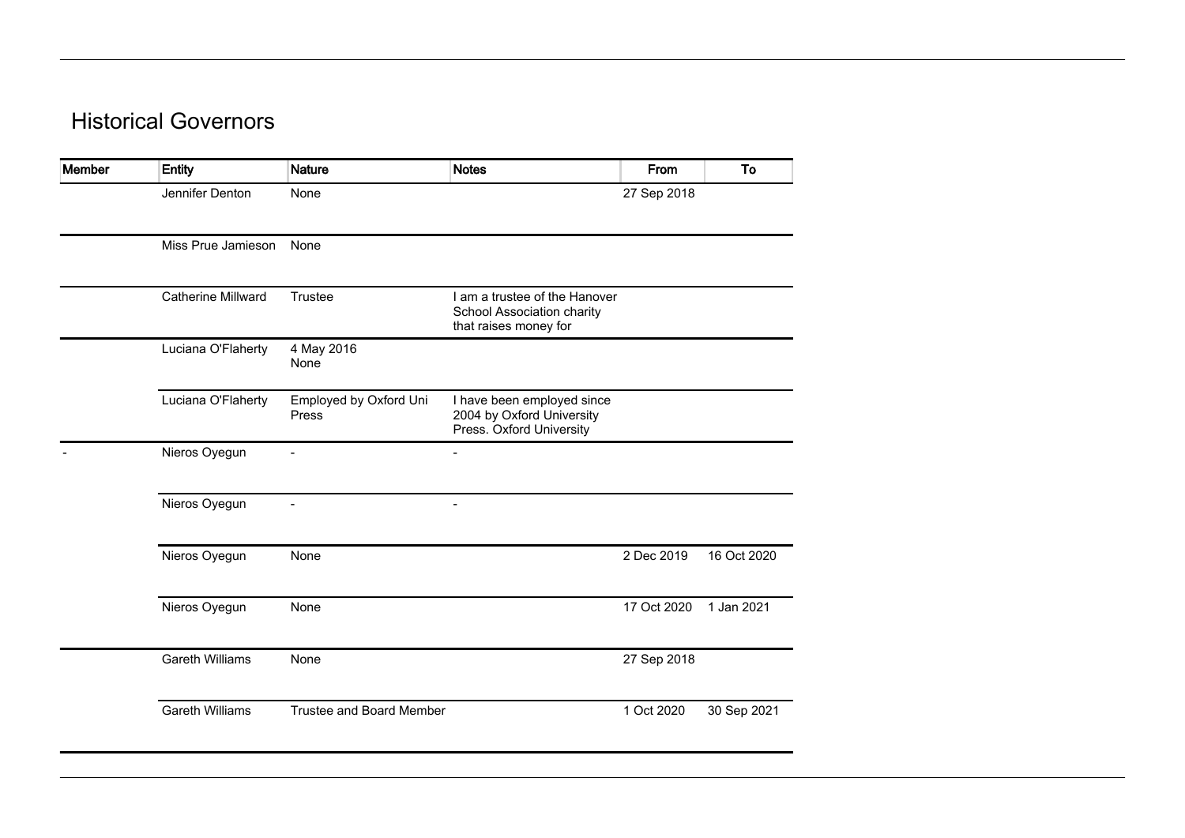## Historical Governors

| Member | Entity | Nature | Notes | From | To |
|---|---|---|---|---|---|
| | Jennifer Denton | None | | 27 Sep 2018 | |
| | Miss Prue Jamieson | None | | | |
| | Catherine Millward | Trustee | I am a trustee of the Hanover School Association charity that raises money for | | |
| | Luciana O'Flaherty | 4 May 2016 None | | | |
| | Luciana O'Flaherty | Employed by Oxford Uni Press | I have been employed since 2004 by Oxford University Press. Oxford University | | |
| - | Nieros Oyegun | - | - | | |
| | Nieros Oyegun | - | - | | |
| | Nieros Oyegun | None | | 2 Dec 2019 | 16 Oct 2020 |
| | Nieros Oyegun | None | | 17 Oct 2020 | 1 Jan 2021 |
| | Gareth Williams | None | | 27 Sep 2018 | |
| | Gareth Williams | Trustee and Board Member | | 1 Oct 2020 | 30 Sep 2021 |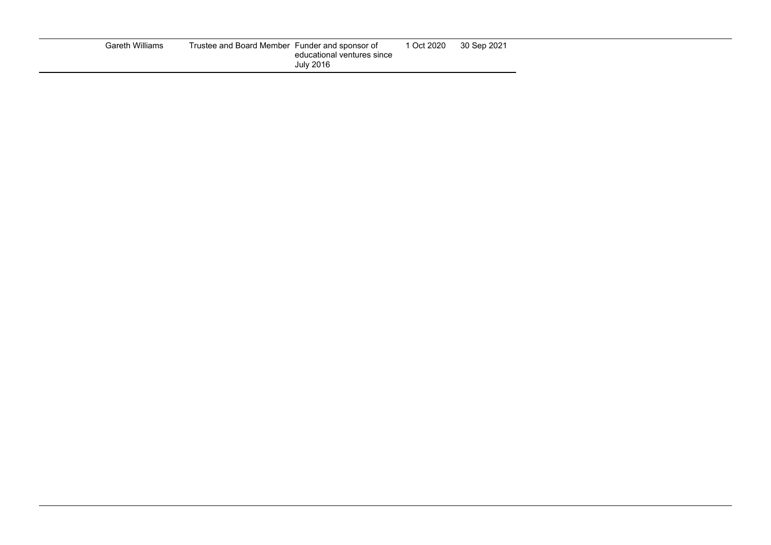| | | | | |
|---|---|---|---|---|
| Gareth Williams | Trustee and Board Member | Funder and sponsor of educational ventures since July 2016 | 1 Oct 2020 | 30 Sep 2021 |